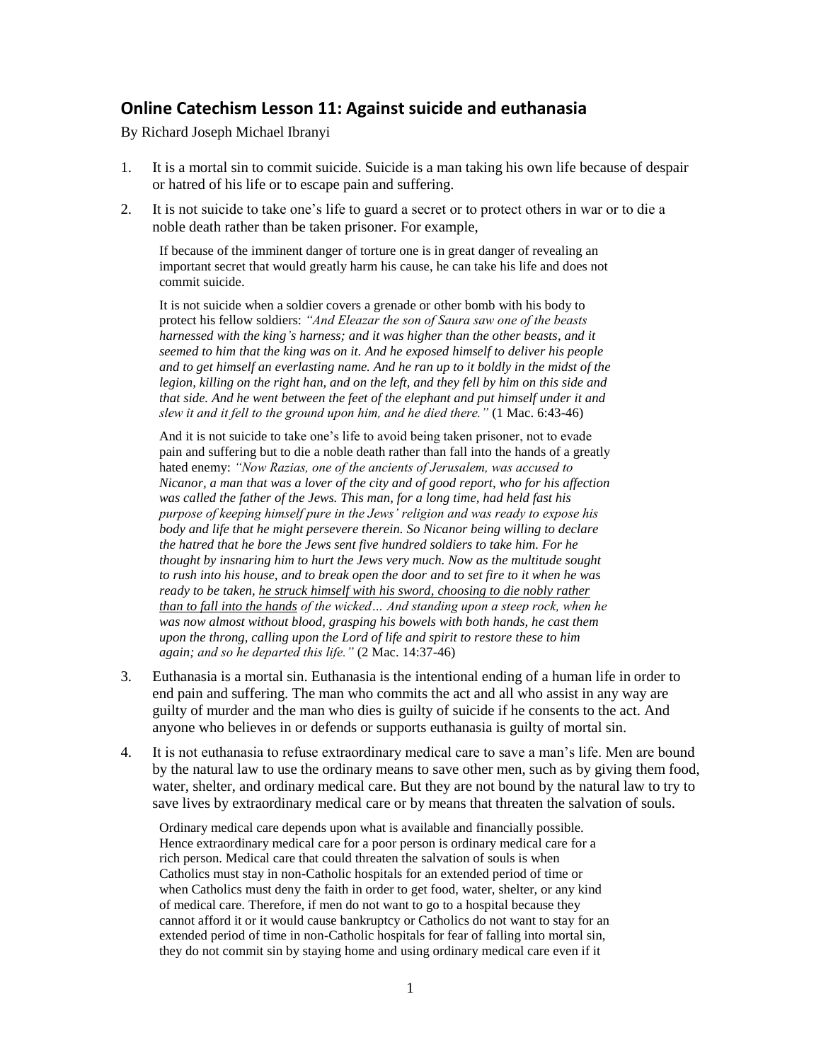## Online Catechism Lesson 11: Against suicide and euthanasia

By Richard Joseph Michael Ibranyi

1. It is a mortal sin to commit suicide. Suicide is a man taking his own life because of despair or hatred of his life or to escape pain and suffering.

2. It is not suicide to take one's life to guard a secret or to protect others in war or to die a noble death rather than be taken prisoner. For example,

   > If because of the imminent danger of torture one is in great danger of revealing an important secret that would greatly harm his cause, he can take his life and does not commit suicide.
   >
   > It is not suicide when a soldier covers a grenade or other bomb with his body to protect his fellow soldiers: *"And Eleazar the son of Saura saw one of the beasts harnessed with the king's harness; and it was higher than the other beasts, and it seemed to him that the king was on it. And he exposed himself to deliver his people and to get himself an everlasting name. And he ran up to it boldly in the midst of the legion, killing on the right han, and on the left, and they fell by him on this side and that side. And he went between the feet of the elephant and put himself under it and slew it and it fell to the ground upon him, and he died there."* (1 Mac. 6:43-46)
   >
   > And it is not suicide to take one's life to avoid being taken prisoner, not to evade pain and suffering but to die a noble death rather than fall into the hands of a greatly hated enemy: *"Now Razias, one of the ancients of Jerusalem, was accused to Nicanor, a man that was a lover of the city and of good report, who for his affection was called the father of the Jews. This man, for a long time, had held fast his purpose of keeping himself pure in the Jews' religion and was ready to expose his body and life that he might persevere therein. So Nicanor being willing to declare the hatred that he bore the Jews sent five hundred soldiers to take him. For he thought by insnaring him to hurt the Jews very much. Now as the multitude sought to rush into his house, and to break open the door and to set fire to it when he was ready to be taken, <u>he struck himself with his sword, choosing to die nobly rather than to fall into the hands</u> of the wicked… And standing upon a steep rock, when he was now almost without blood, grasping his bowels with both hands, he cast them upon the throng, calling upon the Lord of life and spirit to restore these to him again; and so he departed this life."* (2 Mac. 14:37-46)

3. Euthanasia is a mortal sin. Euthanasia is the intentional ending of a human life in order to end pain and suffering. The man who commits the act and all who assist in any way are guilty of murder and the man who dies is guilty of suicide if he consents to the act. And anyone who believes in or defends or supports euthanasia is guilty of mortal sin.

4. It is not euthanasia to refuse extraordinary medical care to save a man's life. Men are bound by the natural law to use the ordinary means to save other men, such as by giving them food, water, shelter, and ordinary medical care. But they are not bound by the natural law to try to save lives by extraordinary medical care or by means that threaten the salvation of souls.

   > Ordinary medical care depends upon what is available and financially possible. Hence extraordinary medical care for a poor person is ordinary medical care for a rich person. Medical care that could threaten the salvation of souls is when Catholics must stay in non-Catholic hospitals for an extended period of time or when Catholics must deny the faith in order to get food, water, shelter, or any kind of medical care. Therefore, if men do not want to go to a hospital because they cannot afford it or it would cause bankruptcy or Catholics do not want to stay for an extended period of time in non-Catholic hospitals for fear of falling into mortal sin, they do not commit sin by staying home and using ordinary medical care even if it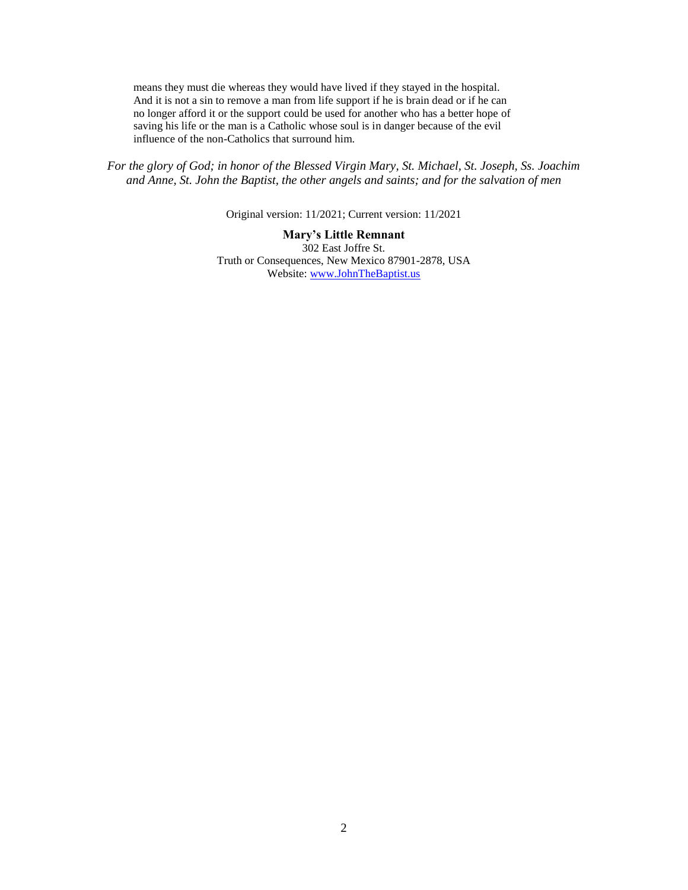means they must die whereas they would have lived if they stayed in the hospital. And it is not a sin to remove a man from life support if he is brain dead or if he can no longer afford it or the support could be used for another who has a better hope of saving his life or the man is a Catholic whose soul is in danger because of the evil influence of the non-Catholics that surround him.

*For the glory of God; in honor of the Blessed Virgin Mary, St. Michael, St. Joseph, Ss. Joachim and Anne, St. John the Baptist, the other angels and saints; and for the salvation of men*

Original version: 11/2021; Current version: 11/2021

**Mary's Little Remnant**
302 East Joffre St.
Truth or Consequences, New Mexico 87901-2878, USA
Website: [www.JohnTheBaptist.us](http://www.JohnTheBaptist.us)